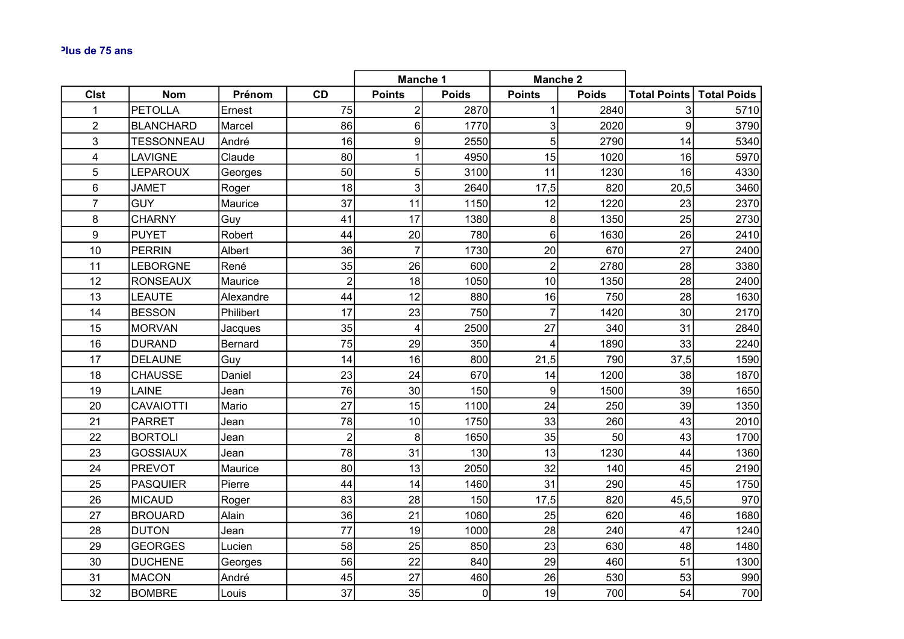**Plus de 75 ans**

| Clst | Nom | Prénom | CD | Manche 1 | | Manche 2 | | Total Points | Total Poids |
|---|---|---|---|---|---|---|---|---|---|
| | | | | Points | Poids | Points | Poids | | |
| 1 | PETOLLA | Ernest | 75 | 2 | 2870 | 1 | 2840 | 3 | 5710 |
| 2 | BLANCHARD | Marcel | 86 | 6 | 1770 | 3 | 2020 | 9 | 3790 |
| 3 | TESSONNEAU | André | 16 | 9 | 2550 | 5 | 2790 | 14 | 5340 |
| 4 | LAVIGNE | Claude | 80 | 1 | 4950 | 15 | 1020 | 16 | 5970 |
| 5 | LEPAROUX | Georges | 50 | 5 | 3100 | 11 | 1230 | 16 | 4330 |
| 6 | JAMET | Roger | 18 | 3 | 2640 | 17,5 | 820 | 20,5 | 3460 |
| 7 | GUY | Maurice | 37 | 11 | 1150 | 12 | 1220 | 23 | 2370 |
| 8 | CHARNY | Guy | 41 | 17 | 1380 | 8 | 1350 | 25 | 2730 |
| 9 | PUYET | Robert | 44 | 20 | 780 | 6 | 1630 | 26 | 2410 |
| 10 | PERRIN | Albert | 36 | 7 | 1730 | 20 | 670 | 27 | 2400 |
| 11 | LEBORGNE | René | 35 | 26 | 600 | 2 | 2780 | 28 | 3380 |
| 12 | RONSEAUX | Maurice | 2 | 18 | 1050 | 10 | 1350 | 28 | 2400 |
| 13 | LEAUTE | Alexandre | 44 | 12 | 880 | 16 | 750 | 28 | 1630 |
| 14 | BESSON | Philibert | 17 | 23 | 750 | 7 | 1420 | 30 | 2170 |
| 15 | MORVAN | Jacques | 35 | 4 | 2500 | 27 | 340 | 31 | 2840 |
| 16 | DURAND | Bernard | 75 | 29 | 350 | 4 | 1890 | 33 | 2240 |
| 17 | DELAUNE | Guy | 14 | 16 | 800 | 21,5 | 790 | 37,5 | 1590 |
| 18 | CHAUSSE | Daniel | 23 | 24 | 670 | 14 | 1200 | 38 | 1870 |
| 19 | LAINE | Jean | 76 | 30 | 150 | 9 | 1500 | 39 | 1650 |
| 20 | CAVAIOTTI | Mario | 27 | 15 | 1100 | 24 | 250 | 39 | 1350 |
| 21 | PARRET | Jean | 78 | 10 | 1750 | 33 | 260 | 43 | 2010 |
| 22 | BORTOLI | Jean | 2 | 8 | 1650 | 35 | 50 | 43 | 1700 |
| 23 | GOSSIAUX | Jean | 78 | 31 | 130 | 13 | 1230 | 44 | 1360 |
| 24 | PREVOT | Maurice | 80 | 13 | 2050 | 32 | 140 | 45 | 2190 |
| 25 | PASQUIER | Pierre | 44 | 14 | 1460 | 31 | 290 | 45 | 1750 |
| 26 | MICAUD | Roger | 83 | 28 | 150 | 17,5 | 820 | 45,5 | 970 |
| 27 | BROUARD | Alain | 36 | 21 | 1060 | 25 | 620 | 46 | 1680 |
| 28 | DUTON | Jean | 77 | 19 | 1000 | 28 | 240 | 47 | 1240 |
| 29 | GEORGES | Lucien | 58 | 25 | 850 | 23 | 630 | 48 | 1480 |
| 30 | DUCHENE | Georges | 56 | 22 | 840 | 29 | 460 | 51 | 1300 |
| 31 | MACON | André | 45 | 27 | 460 | 26 | 530 | 53 | 990 |
| 32 | BOMBRE | Louis | 37 | 35 | 0 | 19 | 700 | 54 | 700 |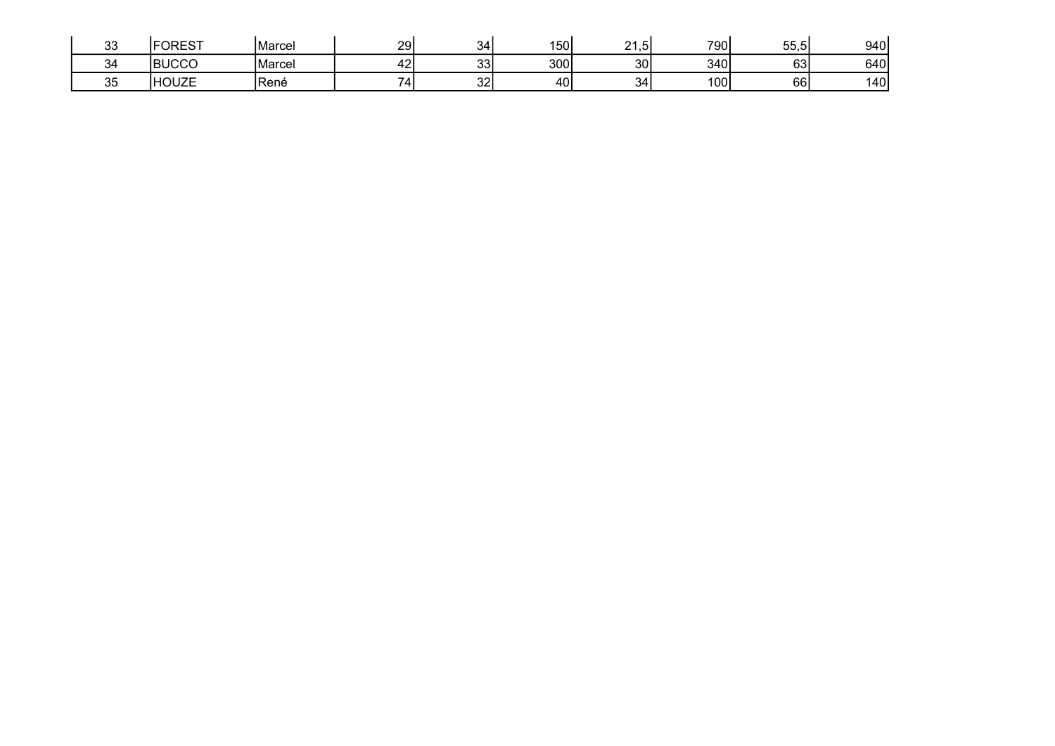| | | | | | | | | | |
|---|---|---|---|---|---|---|---|---|---|
| 33 | FOREST | Marcel | 29 | 34 | 150 | 21,5 | 790 | 55,5 | 940 |
| 34 | BUCCO | Marcel | 42 | 33 | 300 | 30 | 340 | 63 | 640 |
| 35 | HOUZE | René | 74 | 32 | 40 | 34 | 100 | 66 | 140 |